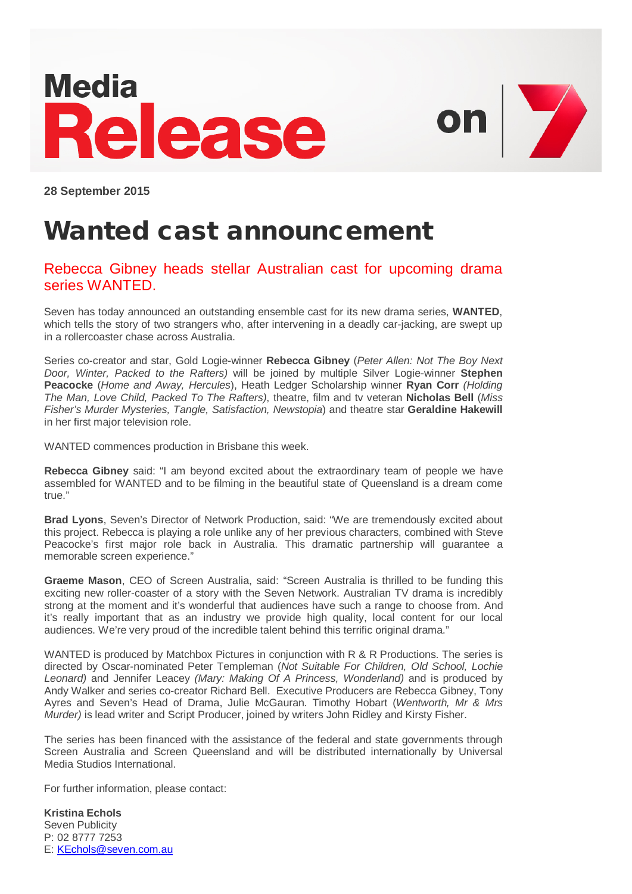**Media Release**

on 7

**28 September 2015**

# Wanted cast announcement

## Rebecca Gibney heads stellar Australian cast for upcoming drama series WANTED.

Seven has today announced an outstanding ensemble cast for its new drama series, **WANTED**, which tells the story of two strangers who, after intervening in a deadly car-jacking, are swept up in a rollercoaster chase across Australia.

Series co-creator and star, Gold Logie-winner **Rebecca Gibney** (*Peter Allen: Not The Boy Next Door, Winter, Packed to the Rafters)* will be joined by multiple Silver Logie-winner **Stephen Peacocke** (*Home and Away, Hercules*), Heath Ledger Scholarship winner **Ryan Corr** *(Holding The Man, Love Child, Packed To The Rafters)*, theatre, film and tv veteran **Nicholas Bell** (*Miss Fisher's Murder Mysteries, Tangle, Satisfaction, Newstopia*) and theatre star **Geraldine Hakewill** in her first major television role.

WANTED commences production in Brisbane this week.

**Rebecca Gibney** said: "I am beyond excited about the extraordinary team of people we have assembled for WANTED and to be filming in the beautiful state of Queensland is a dream come true."

**Brad Lyons**, Seven's Director of Network Production, said: "We are tremendously excited about this project. Rebecca is playing a role unlike any of her previous characters, combined with Steve Peacocke's first major role back in Australia. This dramatic partnership will guarantee a memorable screen experience."

**Graeme Mason**, CEO of Screen Australia, said: "Screen Australia is thrilled to be funding this exciting new roller-coaster of a story with the Seven Network. Australian TV drama is incredibly strong at the moment and it's wonderful that audiences have such a range to choose from. And it's really important that as an industry we provide high quality, local content for our local audiences. We're very proud of the incredible talent behind this terrific original drama."

WANTED is produced by Matchbox Pictures in conjunction with R & R Productions. The series is directed by Oscar-nominated Peter Templeman (*Not Suitable For Children, Old School, Lochie Leonard)* and Jennifer Leacey *(Mary: Making Of A Princess, Wonderland)* and is produced by Andy Walker and series co-creator Richard Bell. Executive Producers are Rebecca Gibney, Tony Ayres and Seven's Head of Drama, Julie McGauran. Timothy Hobart (*Wentworth, Mr & Mrs Murder)* is lead writer and Script Producer, joined by writers John Ridley and Kirsty Fisher.

The series has been financed with the assistance of the federal and state governments through Screen Australia and Screen Queensland and will be distributed internationally by Universal Media Studios International.

For further information, please contact:

**Kristina Echols**
Seven Publicity
P: 02 8777 7253
E: KEchols@seven.com.au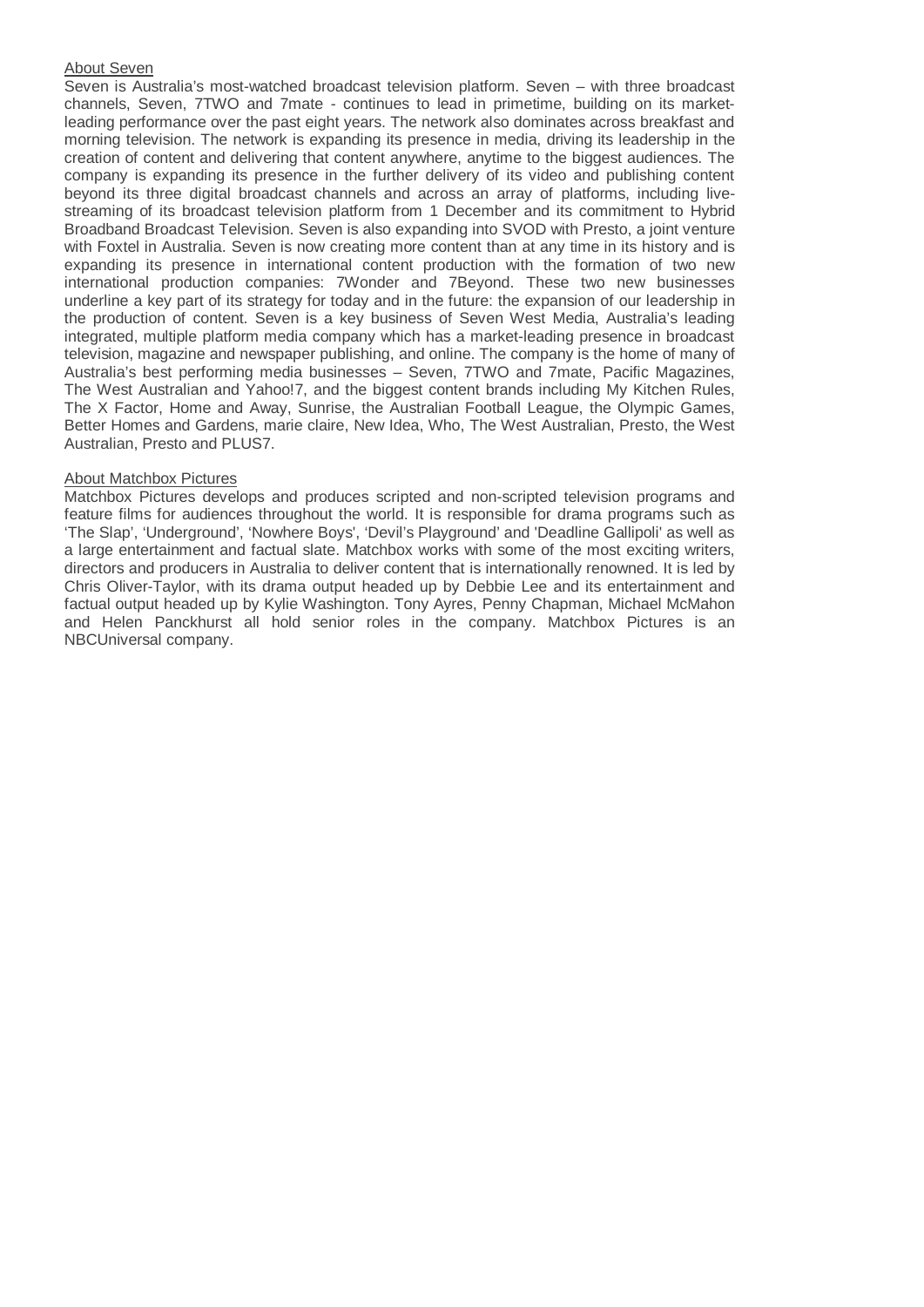About Seven

Seven is Australia's most-watched broadcast television platform. Seven – with three broadcast channels, Seven, 7TWO and 7mate - continues to lead in primetime, building on its market-leading performance over the past eight years. The network also dominates across breakfast and morning television. The network is expanding its presence in media, driving its leadership in the creation of content and delivering that content anywhere, anytime to the biggest audiences. The company is expanding its presence in the further delivery of its video and publishing content beyond its three digital broadcast channels and across an array of platforms, including live-streaming of its broadcast television platform from 1 December and its commitment to Hybrid Broadband Broadcast Television. Seven is also expanding into SVOD with Presto, a joint venture with Foxtel in Australia. Seven is now creating more content than at any time in its history and is expanding its presence in international content production with the formation of two new international production companies: 7Wonder and 7Beyond. These two new businesses underline a key part of its strategy for today and in the future: the expansion of our leadership in the production of content. Seven is a key business of Seven West Media, Australia's leading integrated, multiple platform media company which has a market-leading presence in broadcast television, magazine and newspaper publishing, and online. The company is the home of many of Australia's best performing media businesses – Seven, 7TWO and 7mate, Pacific Magazines, The West Australian and Yahoo!7, and the biggest content brands including My Kitchen Rules, The X Factor, Home and Away, Sunrise, the Australian Football League, the Olympic Games, Better Homes and Gardens, marie claire, New Idea, Who, The West Australian, Presto, the West Australian, Presto and PLUS7.

About Matchbox Pictures

Matchbox Pictures develops and produces scripted and non-scripted television programs and feature films for audiences throughout the world. It is responsible for drama programs such as 'The Slap', 'Underground', 'Nowhere Boys', 'Devil's Playground' and 'Deadline Gallipoli' as well as a large entertainment and factual slate. Matchbox works with some of the most exciting writers, directors and producers in Australia to deliver content that is internationally renowned. It is led by Chris Oliver-Taylor, with its drama output headed up by Debbie Lee and its entertainment and factual output headed up by Kylie Washington. Tony Ayres, Penny Chapman, Michael McMahon and Helen Panckhurst all hold senior roles in the company. Matchbox Pictures is an NBCUniversal company.